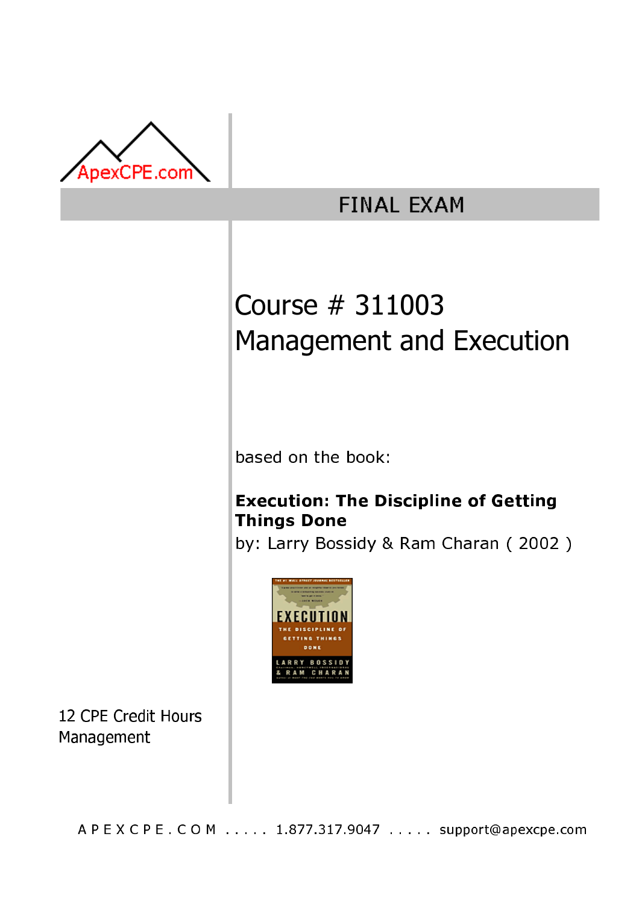ApexCPE.com

# FINAL EXAM

## Course # 311003
## Management and Execution

based on the book:

**Execution: The Discipline of Getting Things Done**
by: Larry Bossidy & Ram Charan ( 2002 )

12 CPE Credit Hours
Management

A P E X C P E . C O M ..... 1.877.317.9047 ..... support@apexcpe.com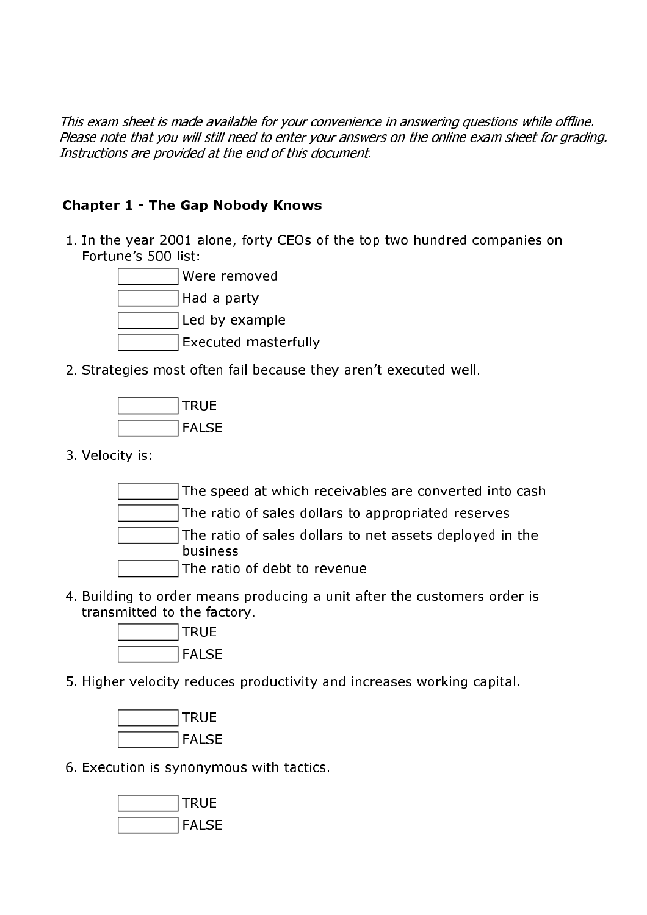*This exam sheet is made available for your convenience in answering questions while offline. Please note that you will still need to enter your answers on the online exam sheet for grading. Instructions are provided at the end of this document.*

**Chapter 1 - The Gap Nobody Knows**

1. In the year 2001 alone, forty CEOs of the top two hundred companies on Fortune's 500 list:
   - [ ] Were removed
   - [ ] Had a party
   - [ ] Led by example
   - [ ] Executed masterfully

2. Strategies most often fail because they aren't executed well.
   - [ ] TRUE
   - [ ] FALSE

3. Velocity is:
   - [ ] The speed at which receivables are converted into cash
   - [ ] The ratio of sales dollars to appropriated reserves
   - [ ] The ratio of sales dollars to net assets deployed in the business
   - [ ] The ratio of debt to revenue

4. Building to order means producing a unit after the customers order is transmitted to the factory.
   - [ ] TRUE
   - [ ] FALSE

5. Higher velocity reduces productivity and increases working capital.
   - [ ] TRUE
   - [ ] FALSE

6. Execution is synonymous with tactics.
   - [ ] TRUE
   - [ ] FALSE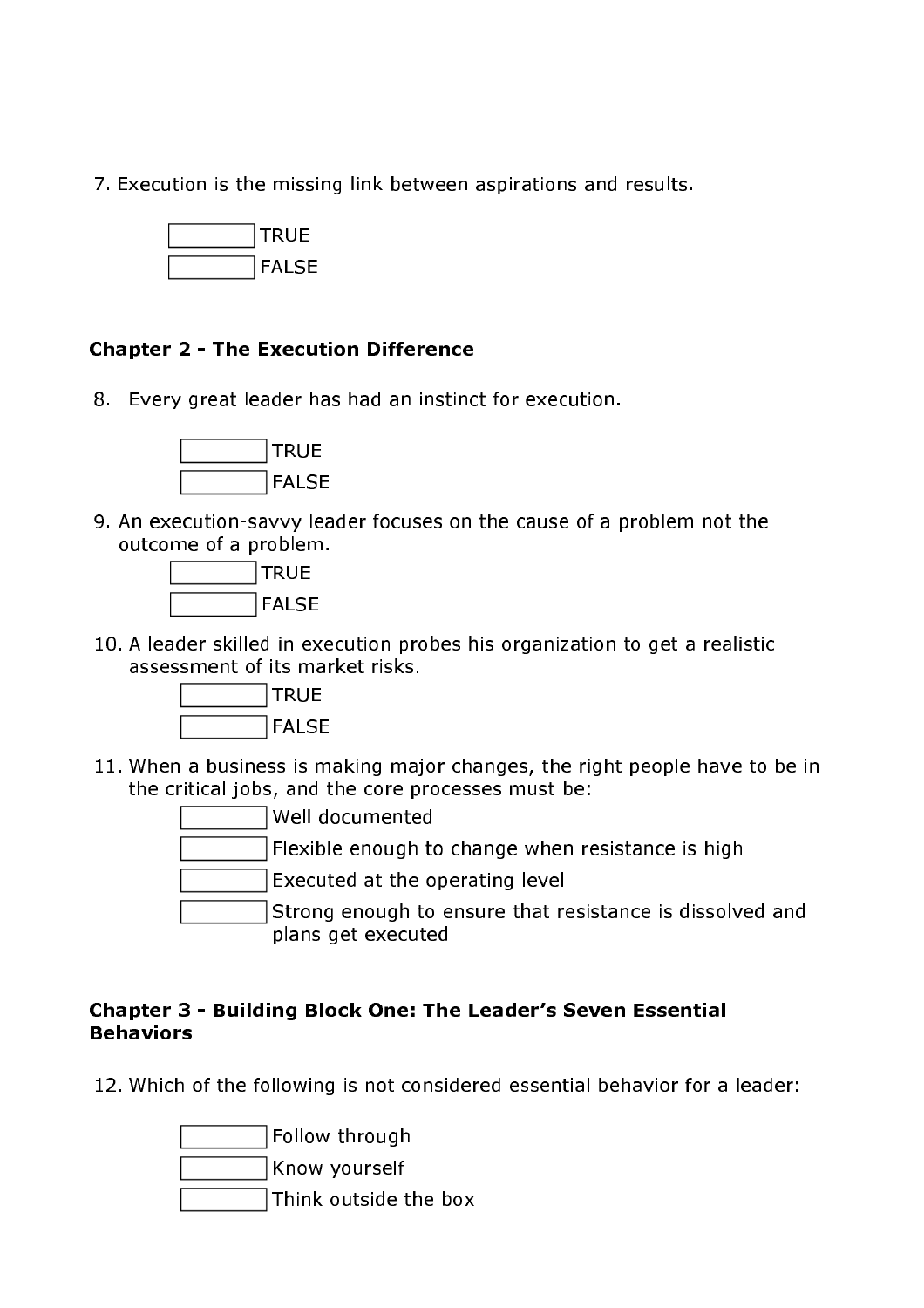7. Execution is the missing link between aspirations and results.

    - [ ] TRUE
    - [ ] FALSE

### Chapter 2 - The Execution Difference

8. Every great leader has had an instinct for execution.

    - [ ] TRUE
    - [ ] FALSE

9. An execution-savvy leader focuses on the cause of a problem not the outcome of a problem.

    - [ ] TRUE
    - [ ] FALSE

10. A leader skilled in execution probes his organization to get a realistic assessment of its market risks.

    - [ ] TRUE
    - [ ] FALSE

11. When a business is making major changes, the right people have to be in the critical jobs, and the core processes must be:

    - [ ] Well documented
    - [ ] Flexible enough to change when resistance is high
    - [ ] Executed at the operating level
    - [ ] Strong enough to ensure that resistance is dissolved and plans get executed

### Chapter 3 - Building Block One: The Leader's Seven Essential Behaviors

12. Which of the following is not considered essential behavior for a leader:

    - [ ] Follow through
    - [ ] Know yourself
    - [ ] Think outside the box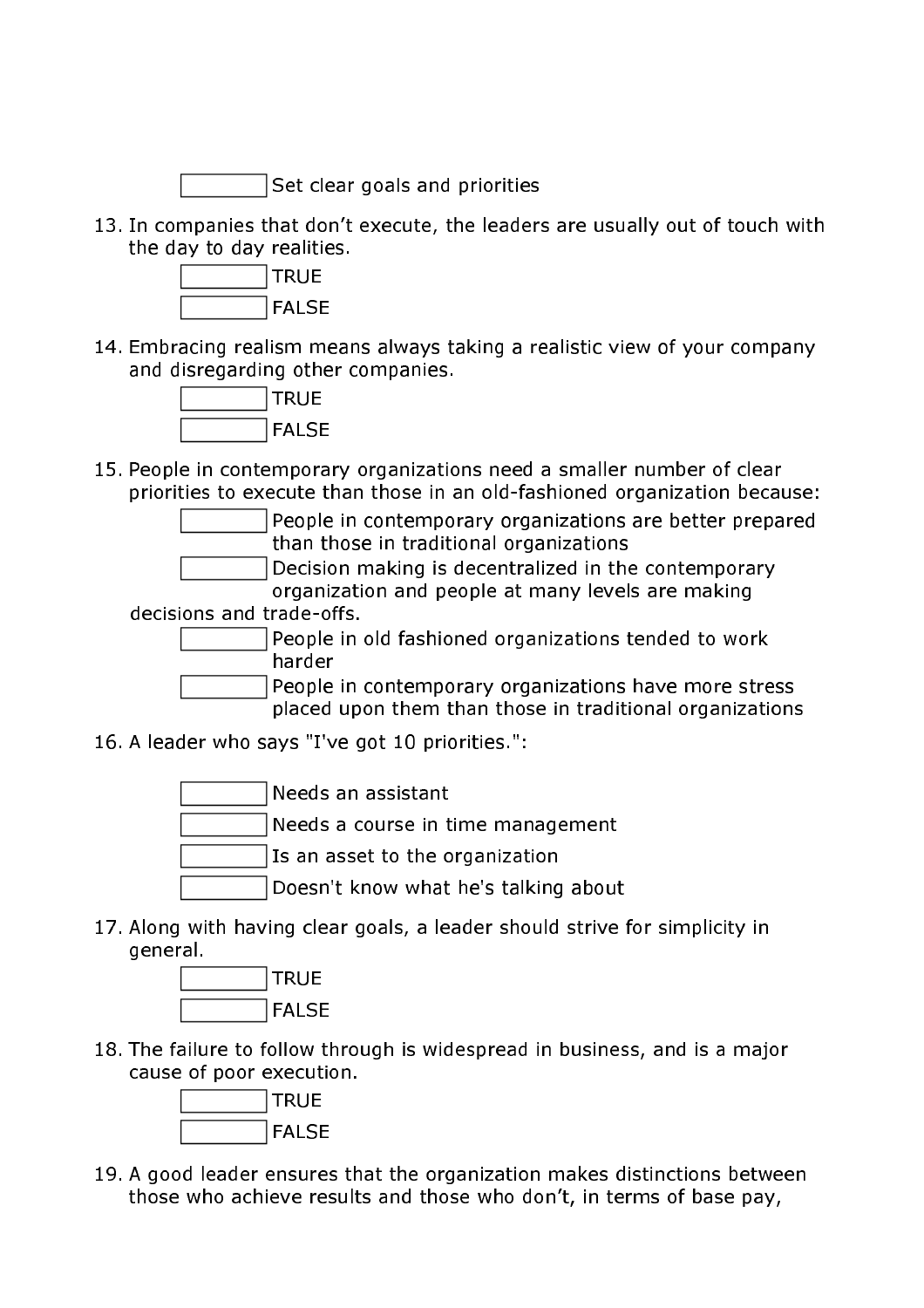- [ ] Set clear goals and priorities

13. In companies that don't execute, the leaders are usually out of touch with the day to day realities.

- [ ] TRUE
- [ ] FALSE

14. Embracing realism means always taking a realistic view of your company and disregarding other companies.

- [ ] TRUE
- [ ] FALSE

15. People in contemporary organizations need a smaller number of clear priorities to execute than those in an old-fashioned organization because:

- [ ] People in contemporary organizations are better prepared than those in traditional organizations
- [ ] Decision making is decentralized in the contemporary organization and people at many levels are making decisions and trade-offs.
- [ ] People in old fashioned organizations tended to work harder
- [ ] People in contemporary organizations have more stress placed upon them than those in traditional organizations

16. A leader who says "I've got 10 priorities.":

- [ ] Needs an assistant
- [ ] Needs a course in time management
- [ ] Is an asset to the organization
- [ ] Doesn't know what he's talking about

17. Along with having clear goals, a leader should strive for simplicity in general.

- [ ] TRUE
- [ ] FALSE

18. The failure to follow through is widespread in business, and is a major cause of poor execution.

- [ ] TRUE
- [ ] FALSE

19. A good leader ensures that the organization makes distinctions between those who achieve results and those who don't, in terms of base pay,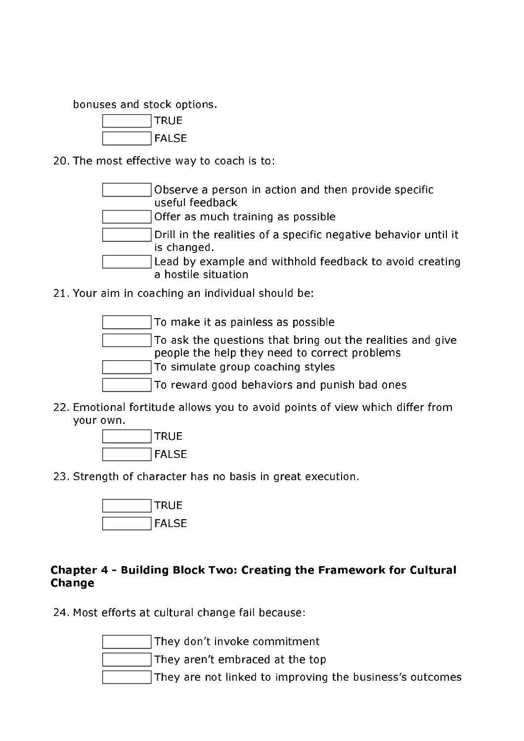bonuses and stock options.

- [ ] TRUE
- [ ] FALSE

20. The most effective way to coach is to:

- [ ] Observe a person in action and then provide specific useful feedback
- [ ] Offer as much training as possible
- [ ] Drill in the realities of a specific negative behavior until it is changed.
- [ ] Lead by example and withhold feedback to avoid creating a hostile situation

21. Your aim in coaching an individual should be:

- [ ] To make it as painless as possible
- [ ] To ask the questions that bring out the realities and give people the help they need to correct problems
- [ ] To simulate group coaching styles
- [ ] To reward good behaviors and punish bad ones

22. Emotional fortitude allows you to avoid points of view which differ from your own.

- [ ] TRUE
- [ ] FALSE

23. Strength of character has no basis in great execution.

- [ ] TRUE
- [ ] FALSE

**Chapter 4 - Building Block Two: Creating the Framework for Cultural Change**

24. Most efforts at cultural change fail because:

- [ ] They don't invoke commitment
- [ ] They aren't embraced at the top
- [ ] They are not linked to improving the business's outcomes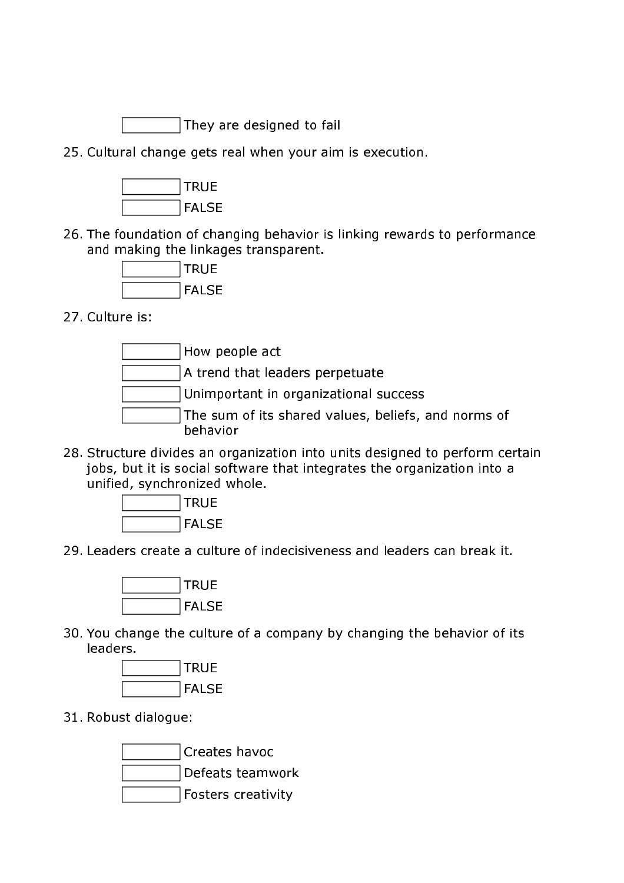- [ ] They are designed to fail

25. Cultural change gets real when your aim is execution.

- [ ] TRUE
- [ ] FALSE

26. The foundation of changing behavior is linking rewards to performance and making the linkages transparent.

- [ ] TRUE
- [ ] FALSE

27. Culture is:

- [ ] How people act
- [ ] A trend that leaders perpetuate
- [ ] Unimportant in organizational success
- [ ] The sum of its shared values, beliefs, and norms of behavior

28. Structure divides an organization into units designed to perform certain jobs, but it is social software that integrates the organization into a unified, synchronized whole.

- [ ] TRUE
- [ ] FALSE

29. Leaders create a culture of indecisiveness and leaders can break it.

- [ ] TRUE
- [ ] FALSE

30. You change the culture of a company by changing the behavior of its leaders.

- [ ] TRUE
- [ ] FALSE

31. Robust dialogue:

- [ ] Creates havoc
- [ ] Defeats teamwork
- [ ] Fosters creativity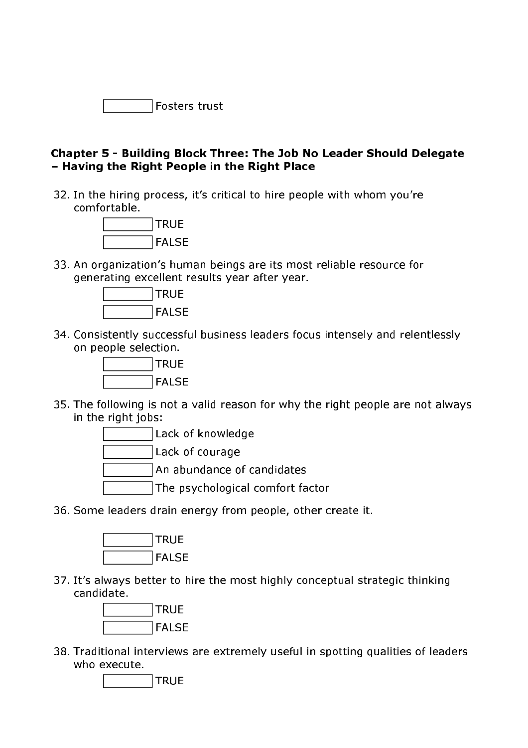☐ Fosters trust

**Chapter 5 - Building Block Three: The Job No Leader Should Delegate – Having the Right People in the Right Place**

32. In the hiring process, it's critical to hire people with whom you're comfortable.

    ☐ TRUE
    ☐ FALSE

33. An organization's human beings are its most reliable resource for generating excellent results year after year.

    ☐ TRUE
    ☐ FALSE

34. Consistently successful business leaders focus intensely and relentlessly on people selection.

    ☐ TRUE
    ☐ FALSE

35. The following is not a valid reason for why the right people are not always in the right jobs:

    ☐ Lack of knowledge
    ☐ Lack of courage
    ☐ An abundance of candidates
    ☐ The psychological comfort factor

36. Some leaders drain energy from people, other create it.

    ☐ TRUE
    ☐ FALSE

37. It's always better to hire the most highly conceptual strategic thinking candidate.

    ☐ TRUE
    ☐ FALSE

38. Traditional interviews are extremely useful in spotting qualities of leaders who execute.

    ☐ TRUE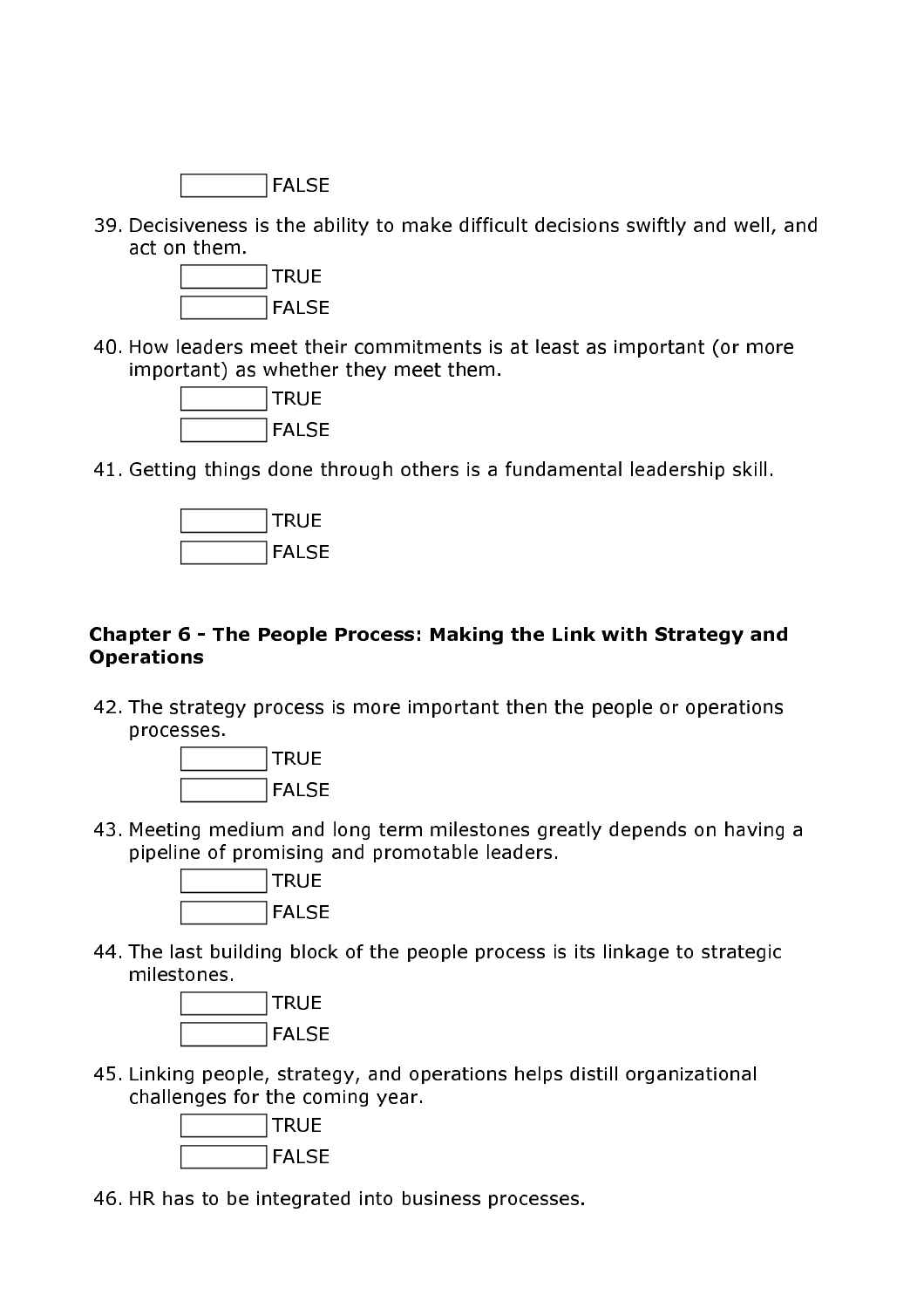☐ FALSE

39. Decisiveness is the ability to make difficult decisions swiftly and well, and act on them.

    ☐ TRUE
    ☐ FALSE

40. How leaders meet their commitments is at least as important (or more important) as whether they meet them.

    ☐ TRUE
    ☐ FALSE

41. Getting things done through others is a fundamental leadership skill.

    ☐ TRUE
    ☐ FALSE

**Chapter 6 - The People Process: Making the Link with Strategy and Operations**

42. The strategy process is more important then the people or operations processes.

    ☐ TRUE
    ☐ FALSE

43. Meeting medium and long term milestones greatly depends on having a pipeline of promising and promotable leaders.

    ☐ TRUE
    ☐ FALSE

44. The last building block of the people process is its linkage to strategic milestones.

    ☐ TRUE
    ☐ FALSE

45. Linking people, strategy, and operations helps distill organizational challenges for the coming year.

    ☐ TRUE
    ☐ FALSE

46. HR has to be integrated into business processes.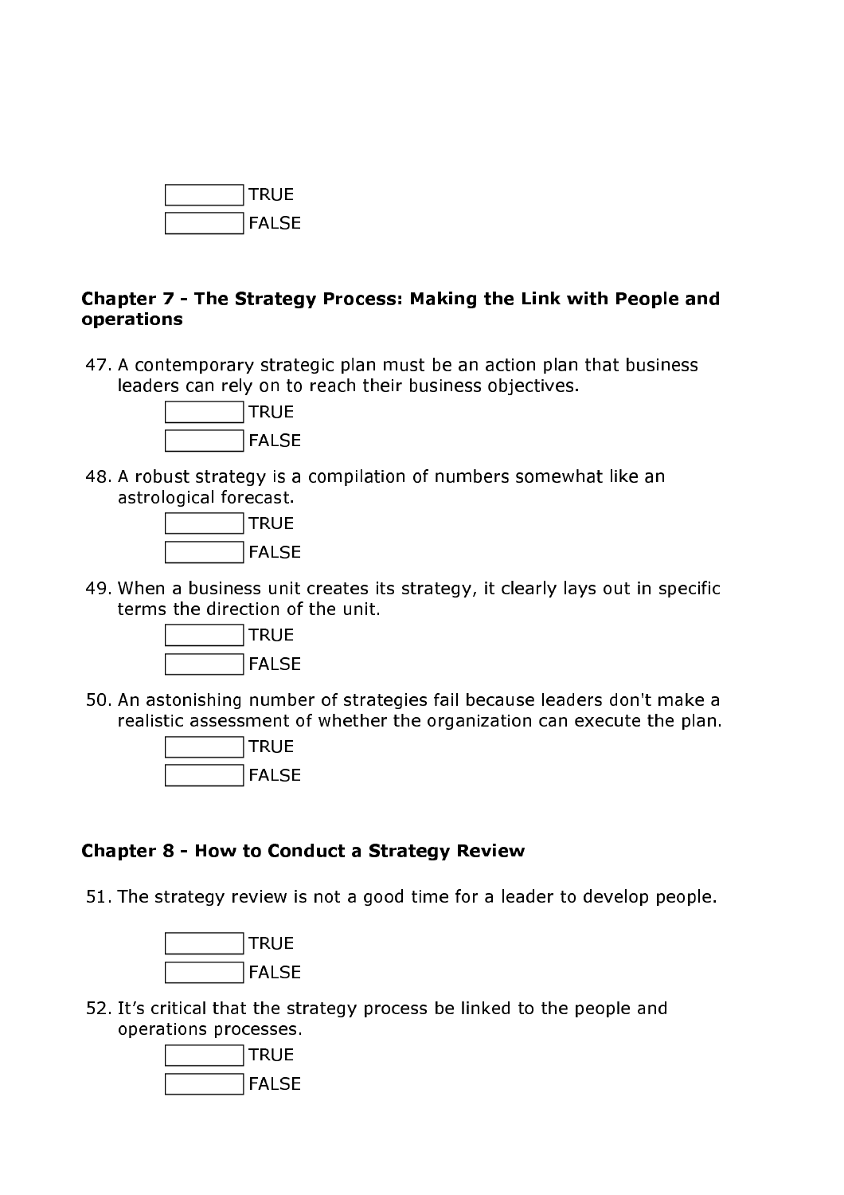☐ TRUE
☐ FALSE

### Chapter 7 - The Strategy Process: Making the Link with People and operations

47. A contemporary strategic plan must be an action plan that business leaders can rely on to reach their business objectives.

    ☐ TRUE
    ☐ FALSE

48. A robust strategy is a compilation of numbers somewhat like an astrological forecast.

    ☐ TRUE
    ☐ FALSE

49. When a business unit creates its strategy, it clearly lays out in specific terms the direction of the unit.

    ☐ TRUE
    ☐ FALSE

50. An astonishing number of strategies fail because leaders don't make a realistic assessment of whether the organization can execute the plan.

    ☐ TRUE
    ☐ FALSE

### Chapter 8 - How to Conduct a Strategy Review

51. The strategy review is not a good time for a leader to develop people.

    ☐ TRUE
    ☐ FALSE

52. It's critical that the strategy process be linked to the people and operations processes.

    ☐ TRUE
    ☐ FALSE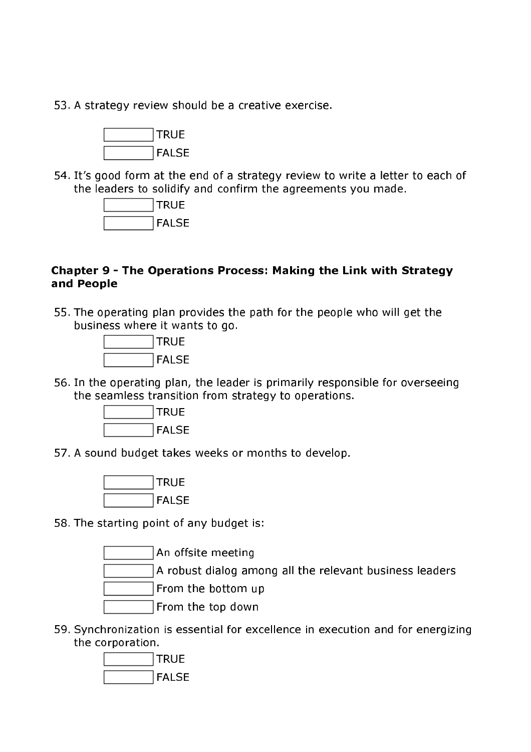53. A strategy review should be a creative exercise.

☐ TRUE
☐ FALSE

54. It's good form at the end of a strategy review to write a letter to each of the leaders to solidify and confirm the agreements you made.

☐ TRUE
☐ FALSE

**Chapter 9 - The Operations Process: Making the Link with Strategy and People**

55. The operating plan provides the path for the people who will get the business where it wants to go.

☐ TRUE
☐ FALSE

56. In the operating plan, the leader is primarily responsible for overseeing the seamless transition from strategy to operations.

☐ TRUE
☐ FALSE

57. A sound budget takes weeks or months to develop.

☐ TRUE
☐ FALSE

58. The starting point of any budget is:

☐ An offsite meeting
☐ A robust dialog among all the relevant business leaders
☐ From the bottom up
☐ From the top down

59. Synchronization is essential for excellence in execution and for energizing the corporation.

☐ TRUE
☐ FALSE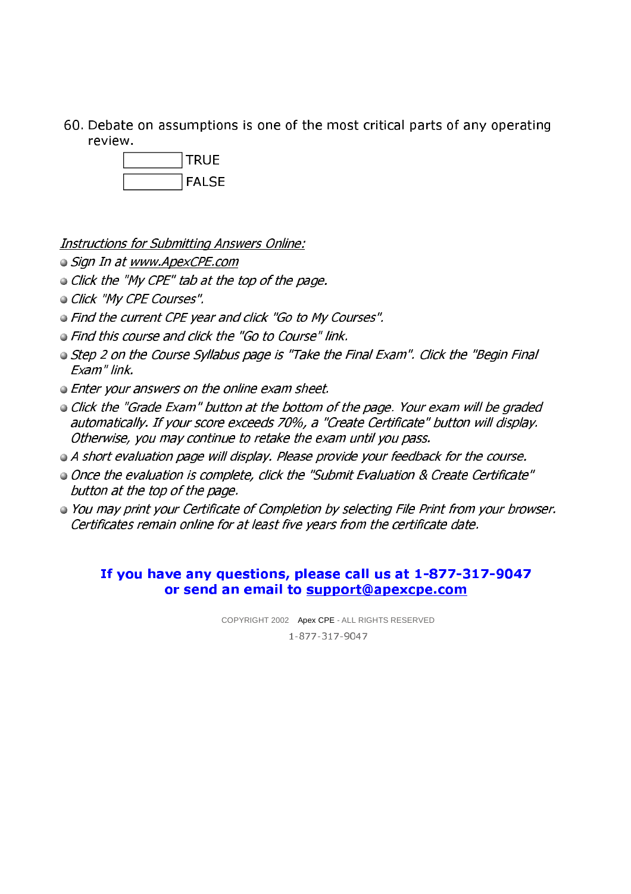60. Debate on assumptions is one of the most critical parts of any operating review.

- [ ] TRUE
- [ ] FALSE

*Instructions for Submitting Answers Online:*

- *Sign In at www.ApexCPE.com*
- *Click the "My CPE" tab at the top of the page.*
- *Click "My CPE Courses".*
- *Find the current CPE year and click "Go to My Courses".*
- *Find this course and click the "Go to Course" link.*
- *Step 2 on the Course Syllabus page is "Take the Final Exam". Click the "Begin Final Exam" link.*
- *Enter your answers on the online exam sheet.*
- *Click the "Grade Exam" button at the bottom of the page. Your exam will be graded automatically. If your score exceeds 70%, a "Create Certificate" button will display. Otherwise, you may continue to retake the exam until you pass.*
- *A short evaluation page will display. Please provide your feedback for the course.*
- *Once the evaluation is complete, click the "Submit Evaluation & Create Certificate" button at the top of the page.*
- *You may print your Certificate of Completion by selecting File Print from your browser. Certificates remain online for at least five years from the certificate date.*

**If you have any questions, please call us at 1-877-317-9047 or send an email to support@apexcpe.com**

COPYRIGHT 2002 Apex CPE - ALL RIGHTS RESERVED

1-877-317-9047